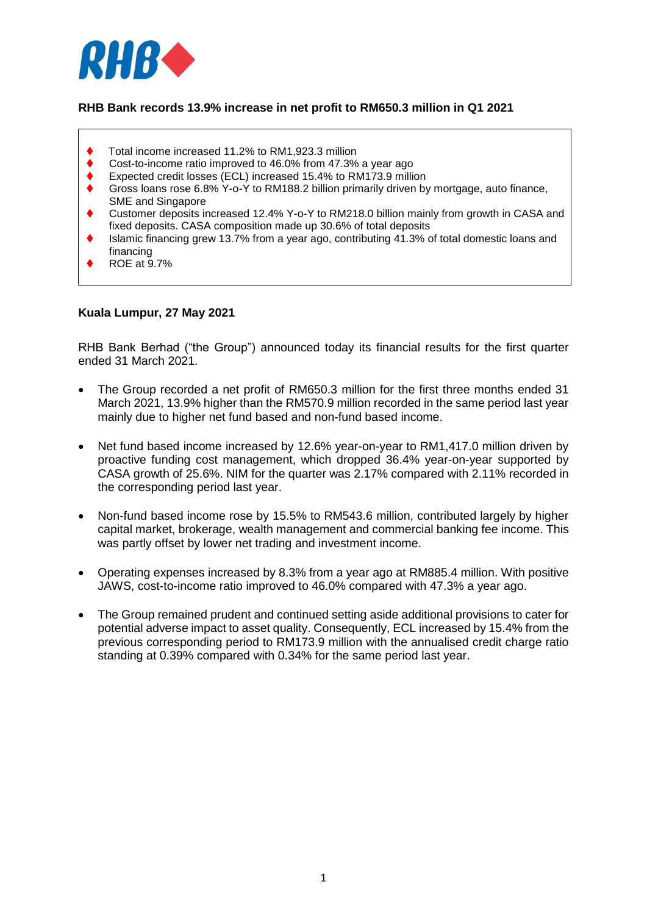**RHB Bank records 13.9% increase in net profit to RM650.3 million in Q1 2021**

- Total income increased 11.2% to RM1,923.3 million
- Cost-to-income ratio improved to 46.0% from 47.3% a year ago
- Expected credit losses (ECL) increased 15.4% to RM173.9 million
- Gross loans rose 6.8% Y-o-Y to RM188.2 billion primarily driven by mortgage, auto finance, SME and Singapore
- Customer deposits increased 12.4% Y-o-Y to RM218.0 billion mainly from growth in CASA and fixed deposits. CASA composition made up 30.6% of total deposits
- Islamic financing grew 13.7% from a year ago, contributing 41.3% of total domestic loans and financing
- ROE at 9.7%

**Kuala Lumpur, 27 May 2021**

RHB Bank Berhad ("the Group") announced today its financial results for the first quarter ended 31 March 2021.

- The Group recorded a net profit of RM650.3 million for the first three months ended 31 March 2021, 13.9% higher than the RM570.9 million recorded in the same period last year mainly due to higher net fund based and non-fund based income.

- Net fund based income increased by 12.6% year-on-year to RM1,417.0 million driven by proactive funding cost management, which dropped 36.4% year-on-year supported by CASA growth of 25.6%. NIM for the quarter was 2.17% compared with 2.11% recorded in the corresponding period last year.

- Non-fund based income rose by 15.5% to RM543.6 million, contributed largely by higher capital market, brokerage, wealth management and commercial banking fee income. This was partly offset by lower net trading and investment income.

- Operating expenses increased by 8.3% from a year ago at RM885.4 million. With positive JAWS, cost-to-income ratio improved to 46.0% compared with 47.3% a year ago.

- The Group remained prudent and continued setting aside additional provisions to cater for potential adverse impact to asset quality. Consequently, ECL increased by 15.4% from the previous corresponding period to RM173.9 million with the annualised credit charge ratio standing at 0.39% compared with 0.34% for the same period last year.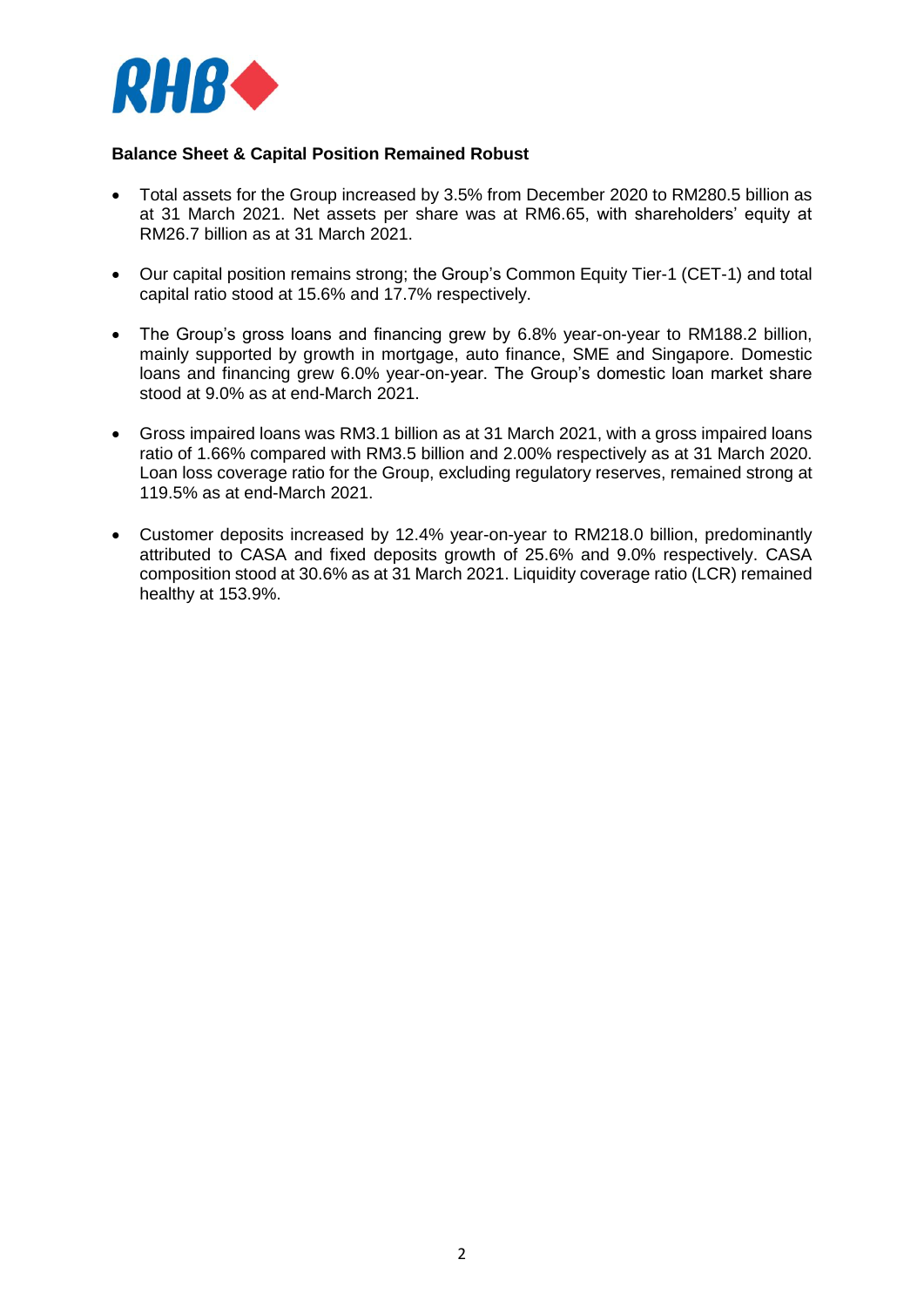**Balance Sheet & Capital Position Remained Robust**

- Total assets for the Group increased by 3.5% from December 2020 to RM280.5 billion as at 31 March 2021. Net assets per share was at RM6.65, with shareholders' equity at RM26.7 billion as at 31 March 2021.

- Our capital position remains strong; the Group's Common Equity Tier-1 (CET-1) and total capital ratio stood at 15.6% and 17.7% respectively.

- The Group's gross loans and financing grew by 6.8% year-on-year to RM188.2 billion, mainly supported by growth in mortgage, auto finance, SME and Singapore. Domestic loans and financing grew 6.0% year-on-year. The Group's domestic loan market share stood at 9.0% as at end-March 2021.

- Gross impaired loans was RM3.1 billion as at 31 March 2021, with a gross impaired loans ratio of 1.66% compared with RM3.5 billion and 2.00% respectively as at 31 March 2020. Loan loss coverage ratio for the Group, excluding regulatory reserves, remained strong at 119.5% as at end-March 2021.

- Customer deposits increased by 12.4% year-on-year to RM218.0 billion, predominantly attributed to CASA and fixed deposits growth of 25.6% and 9.0% respectively. CASA composition stood at 30.6% as at 31 March 2021. Liquidity coverage ratio (LCR) remained healthy at 153.9%.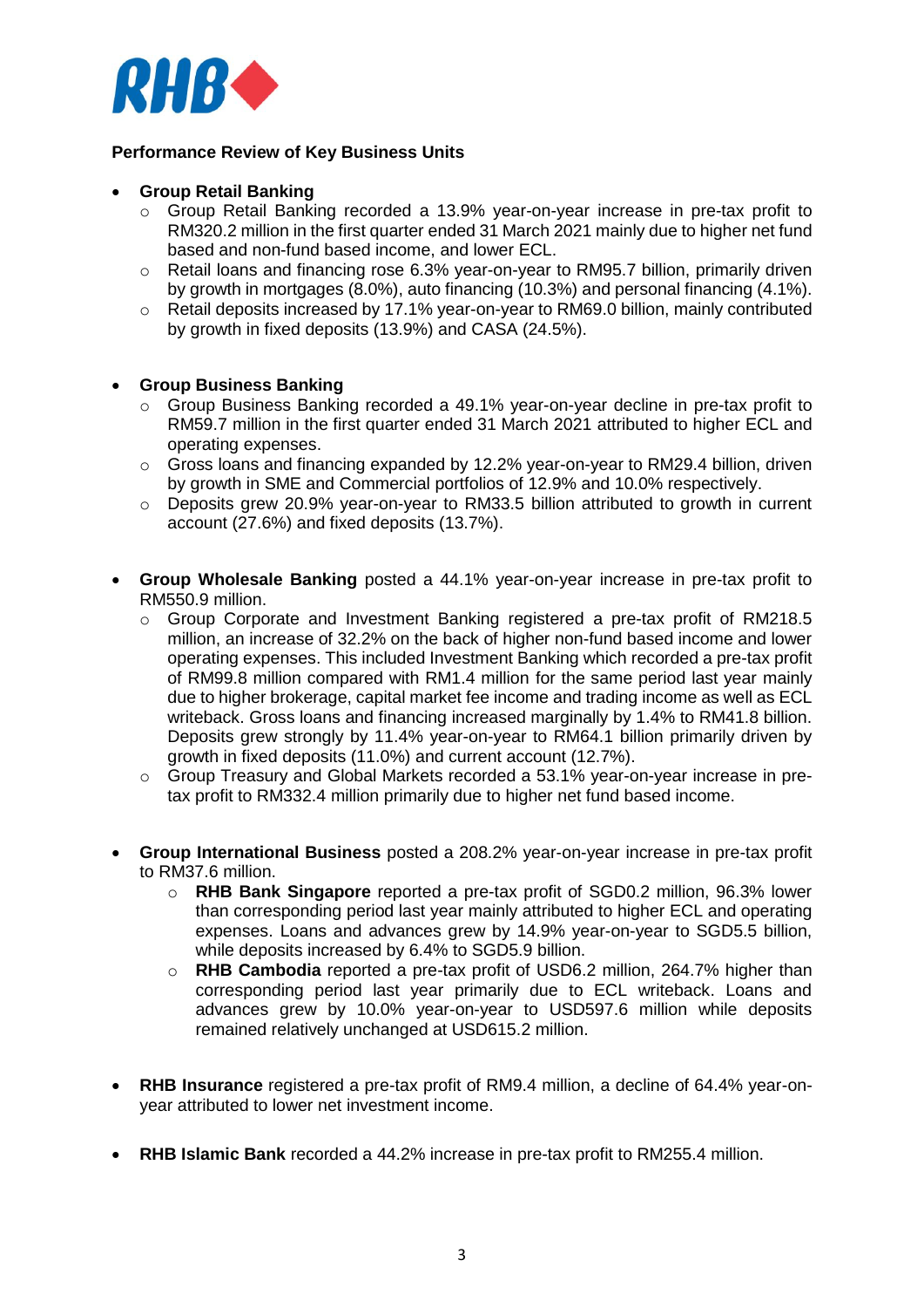**Performance Review of Key Business Units**

- **Group Retail Banking**
    - Group Retail Banking recorded a 13.9% year-on-year increase in pre-tax profit to RM320.2 million in the first quarter ended 31 March 2021 mainly due to higher net fund based and non-fund based income, and lower ECL.
    - Retail loans and financing rose 6.3% year-on-year to RM95.7 billion, primarily driven by growth in mortgages (8.0%), auto financing (10.3%) and personal financing (4.1%).
    - Retail deposits increased by 17.1% year-on-year to RM69.0 billion, mainly contributed by growth in fixed deposits (13.9%) and CASA (24.5%).

- **Group Business Banking**
    - Group Business Banking recorded a 49.1% year-on-year decline in pre-tax profit to RM59.7 million in the first quarter ended 31 March 2021 attributed to higher ECL and operating expenses.
    - Gross loans and financing expanded by 12.2% year-on-year to RM29.4 billion, driven by growth in SME and Commercial portfolios of 12.9% and 10.0% respectively.
    - Deposits grew 20.9% year-on-year to RM33.5 billion attributed to growth in current account (27.6%) and fixed deposits (13.7%).

- **Group Wholesale Banking** posted a 44.1% year-on-year increase in pre-tax profit to RM550.9 million.
    - Group Corporate and Investment Banking registered a pre-tax profit of RM218.5 million, an increase of 32.2% on the back of higher non-fund based income and lower operating expenses. This included Investment Banking which recorded a pre-tax profit of RM99.8 million compared with RM1.4 million for the same period last year mainly due to higher brokerage, capital market fee income and trading income as well as ECL writeback. Gross loans and financing increased marginally by 1.4% to RM41.8 billion. Deposits grew strongly by 11.4% year-on-year to RM64.1 billion primarily driven by growth in fixed deposits (11.0%) and current account (12.7%).
    - Group Treasury and Global Markets recorded a 53.1% year-on-year increase in pre-tax profit to RM332.4 million primarily due to higher net fund based income.

- **Group International Business** posted a 208.2% year-on-year increase in pre-tax profit to RM37.6 million.
    - **RHB Bank Singapore** reported a pre-tax profit of SGD0.2 million, 96.3% lower than corresponding period last year mainly attributed to higher ECL and operating expenses. Loans and advances grew by 14.9% year-on-year to SGD5.5 billion, while deposits increased by 6.4% to SGD5.9 billion.
    - **RHB Cambodia** reported a pre-tax profit of USD6.2 million, 264.7% higher than corresponding period last year primarily due to ECL writeback. Loans and advances grew by 10.0% year-on-year to USD597.6 million while deposits remained relatively unchanged at USD615.2 million.

- **RHB Insurance** registered a pre-tax profit of RM9.4 million, a decline of 64.4% year-on-year attributed to lower net investment income.

- **RHB Islamic Bank** recorded a 44.2% increase in pre-tax profit to RM255.4 million.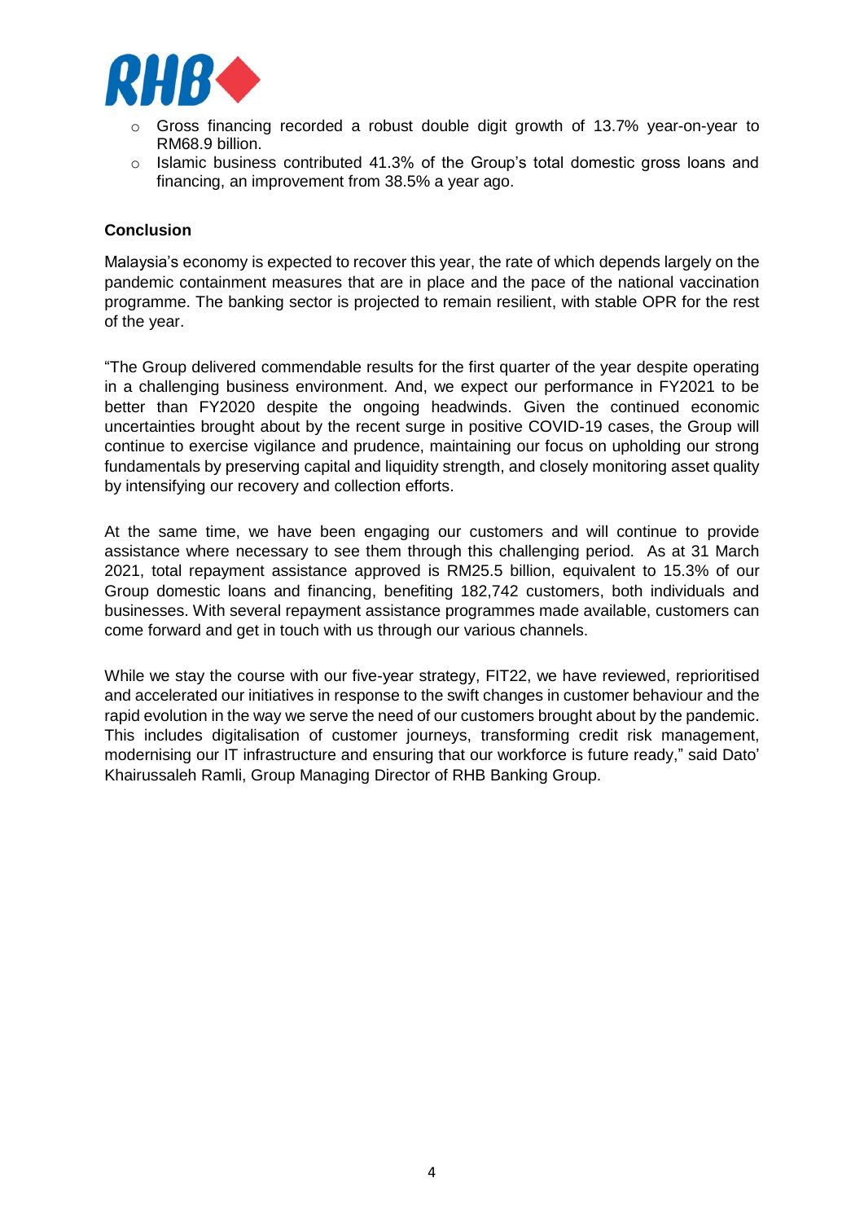- Gross financing recorded a robust double digit growth of 13.7% year-on-year to RM68.9 billion.
- Islamic business contributed 41.3% of the Group's total domestic gross loans and financing, an improvement from 38.5% a year ago.

**Conclusion**

Malaysia's economy is expected to recover this year, the rate of which depends largely on the pandemic containment measures that are in place and the pace of the national vaccination programme. The banking sector is projected to remain resilient, with stable OPR for the rest of the year.

"The Group delivered commendable results for the first quarter of the year despite operating in a challenging business environment. And, we expect our performance in FY2021 to be better than FY2020 despite the ongoing headwinds. Given the continued economic uncertainties brought about by the recent surge in positive COVID-19 cases, the Group will continue to exercise vigilance and prudence, maintaining our focus on upholding our strong fundamentals by preserving capital and liquidity strength, and closely monitoring asset quality by intensifying our recovery and collection efforts.

At the same time, we have been engaging our customers and will continue to provide assistance where necessary to see them through this challenging period. As at 31 March 2021, total repayment assistance approved is RM25.5 billion, equivalent to 15.3% of our Group domestic loans and financing, benefiting 182,742 customers, both individuals and businesses. With several repayment assistance programmes made available, customers can come forward and get in touch with us through our various channels.

While we stay the course with our five-year strategy, FIT22, we have reviewed, reprioritised and accelerated our initiatives in response to the swift changes in customer behaviour and the rapid evolution in the way we serve the need of our customers brought about by the pandemic. This includes digitalisation of customer journeys, transforming credit risk management, modernising our IT infrastructure and ensuring that our workforce is future ready," said Dato' Khairussaleh Ramli, Group Managing Director of RHB Banking Group.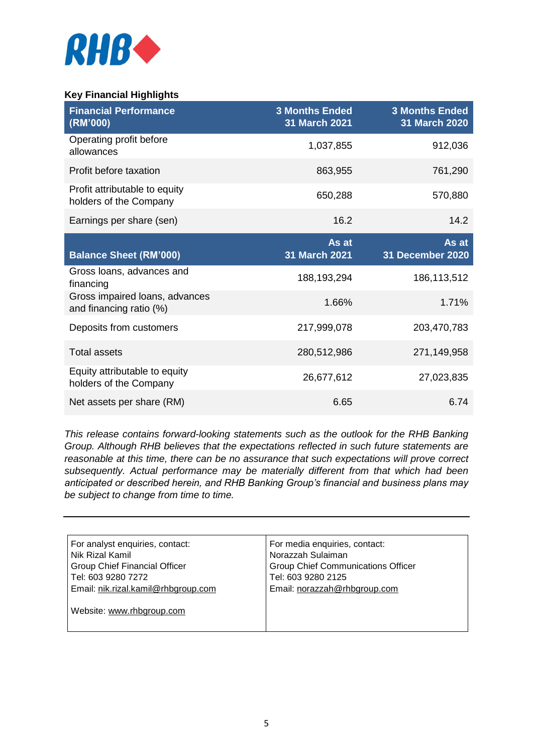**Key Financial Highlights**

| Financial Performance (RM'000) | 3 Months Ended 31 March 2021 | 3 Months Ended 31 March 2020 |
|---|---|---|
| Operating profit before allowances | 1,037,855 | 912,036 |
| Profit before taxation | 863,955 | 761,290 |
| Profit attributable to equity holders of the Company | 650,288 | 570,880 |
| Earnings per share (sen) | 16.2 | 14.2 |
| **Balance Sheet (RM'000)** | **As at 31 March 2021** | **As at 31 December 2020** |
| Gross loans, advances and financing | 188,193,294 | 186,113,512 |
| Gross impaired loans, advances and financing ratio (%) | 1.66% | 1.71% |
| Deposits from customers | 217,999,078 | 203,470,783 |
| Total assets | 280,512,986 | 271,149,958 |
| Equity attributable to equity holders of the Company | 26,677,612 | 27,023,835 |
| Net assets per share (RM) | 6.65 | 6.74 |

*This release contains forward-looking statements such as the outlook for the RHB Banking Group. Although RHB believes that the expectations reflected in such future statements are reasonable at this time, there can be no assurance that such expectations will prove correct subsequently. Actual performance may be materially different from that which had been anticipated or described herein, and RHB Banking Group's financial and business plans may be subject to change from time to time.*

---

| For analyst enquiries, contact: | For media enquiries, contact: |
|---|---|
| Nik Rizal Kamil | Norazzah Sulaiman |
| Group Chief Financial Officer | Group Chief Communications Officer |
| Tel: 603 9280 7272 | Tel: 603 9280 2125 |
| Email: nik.rizal.kamil@rhbgroup.com | Email: norazzah@rhbgroup.com |
| Website: www.rhbgroup.com | |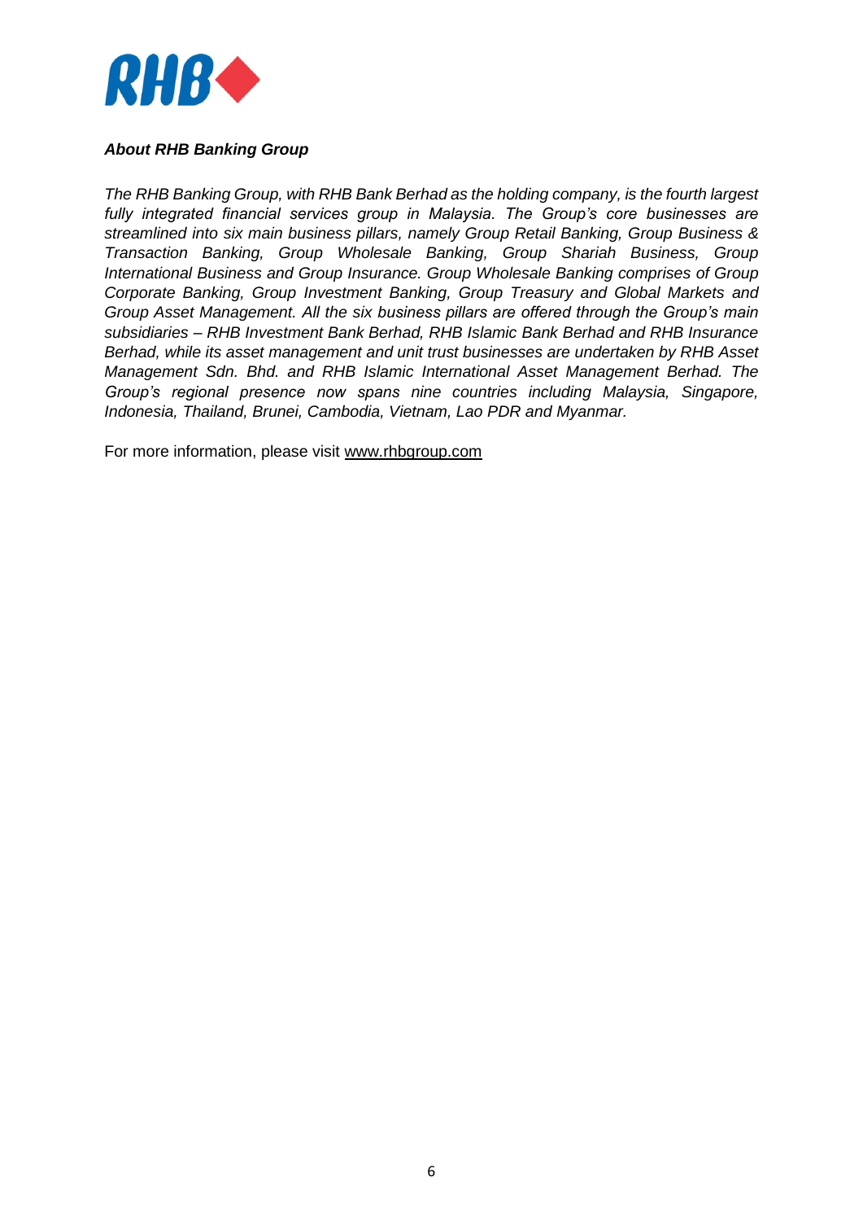***About RHB Banking Group***

*The RHB Banking Group, with RHB Bank Berhad as the holding company, is the fourth largest fully integrated financial services group in Malaysia. The Group's core businesses are streamlined into six main business pillars, namely Group Retail Banking, Group Business & Transaction Banking, Group Wholesale Banking, Group Shariah Business, Group International Business and Group Insurance. Group Wholesale Banking comprises of Group Corporate Banking, Group Investment Banking, Group Treasury and Global Markets and Group Asset Management. All the six business pillars are offered through the Group's main subsidiaries – RHB Investment Bank Berhad, RHB Islamic Bank Berhad and RHB Insurance Berhad, while its asset management and unit trust businesses are undertaken by RHB Asset Management Sdn. Bhd. and RHB Islamic International Asset Management Berhad. The Group's regional presence now spans nine countries including Malaysia, Singapore, Indonesia, Thailand, Brunei, Cambodia, Vietnam, Lao PDR and Myanmar.*

For more information, please visit www.rhbgroup.com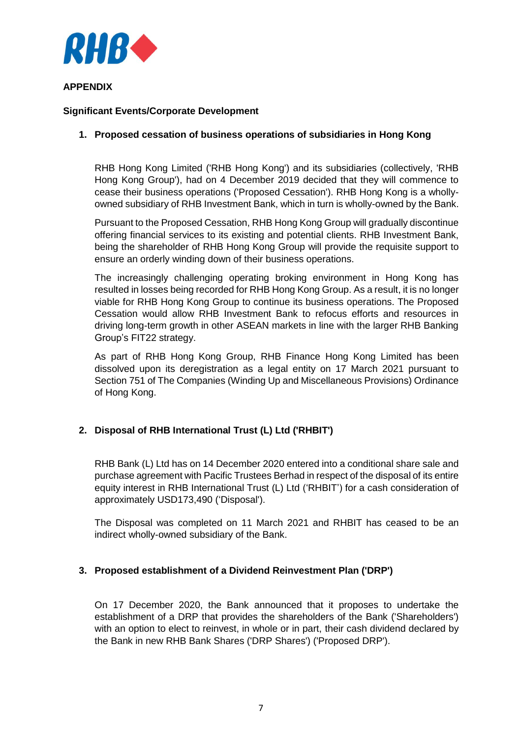## APPENDIX

### Significant Events/Corporate Development

**1. Proposed cessation of business operations of subsidiaries in Hong Kong**

RHB Hong Kong Limited ('RHB Hong Kong') and its subsidiaries (collectively, 'RHB Hong Kong Group'), had on 4 December 2019 decided that they will commence to cease their business operations ('Proposed Cessation'). RHB Hong Kong is a wholly-owned subsidiary of RHB Investment Bank, which in turn is wholly-owned by the Bank.

Pursuant to the Proposed Cessation, RHB Hong Kong Group will gradually discontinue offering financial services to its existing and potential clients. RHB Investment Bank, being the shareholder of RHB Hong Kong Group will provide the requisite support to ensure an orderly winding down of their business operations.

The increasingly challenging operating broking environment in Hong Kong has resulted in losses being recorded for RHB Hong Kong Group. As a result, it is no longer viable for RHB Hong Kong Group to continue its business operations. The Proposed Cessation would allow RHB Investment Bank to refocus efforts and resources in driving long-term growth in other ASEAN markets in line with the larger RHB Banking Group's FIT22 strategy.

As part of RHB Hong Kong Group, RHB Finance Hong Kong Limited has been dissolved upon its deregistration as a legal entity on 17 March 2021 pursuant to Section 751 of The Companies (Winding Up and Miscellaneous Provisions) Ordinance of Hong Kong.

**2. Disposal of RHB International Trust (L) Ltd ('RHBIT')**

RHB Bank (L) Ltd has on 14 December 2020 entered into a conditional share sale and purchase agreement with Pacific Trustees Berhad in respect of the disposal of its entire equity interest in RHB International Trust (L) Ltd ('RHBIT') for a cash consideration of approximately USD173,490 ('Disposal').

The Disposal was completed on 11 March 2021 and RHBIT has ceased to be an indirect wholly-owned subsidiary of the Bank.

**3. Proposed establishment of a Dividend Reinvestment Plan ('DRP')**

On 17 December 2020, the Bank announced that it proposes to undertake the establishment of a DRP that provides the shareholders of the Bank ('Shareholders') with an option to elect to reinvest, in whole or in part, their cash dividend declared by the Bank in new RHB Bank Shares ('DRP Shares') ('Proposed DRP').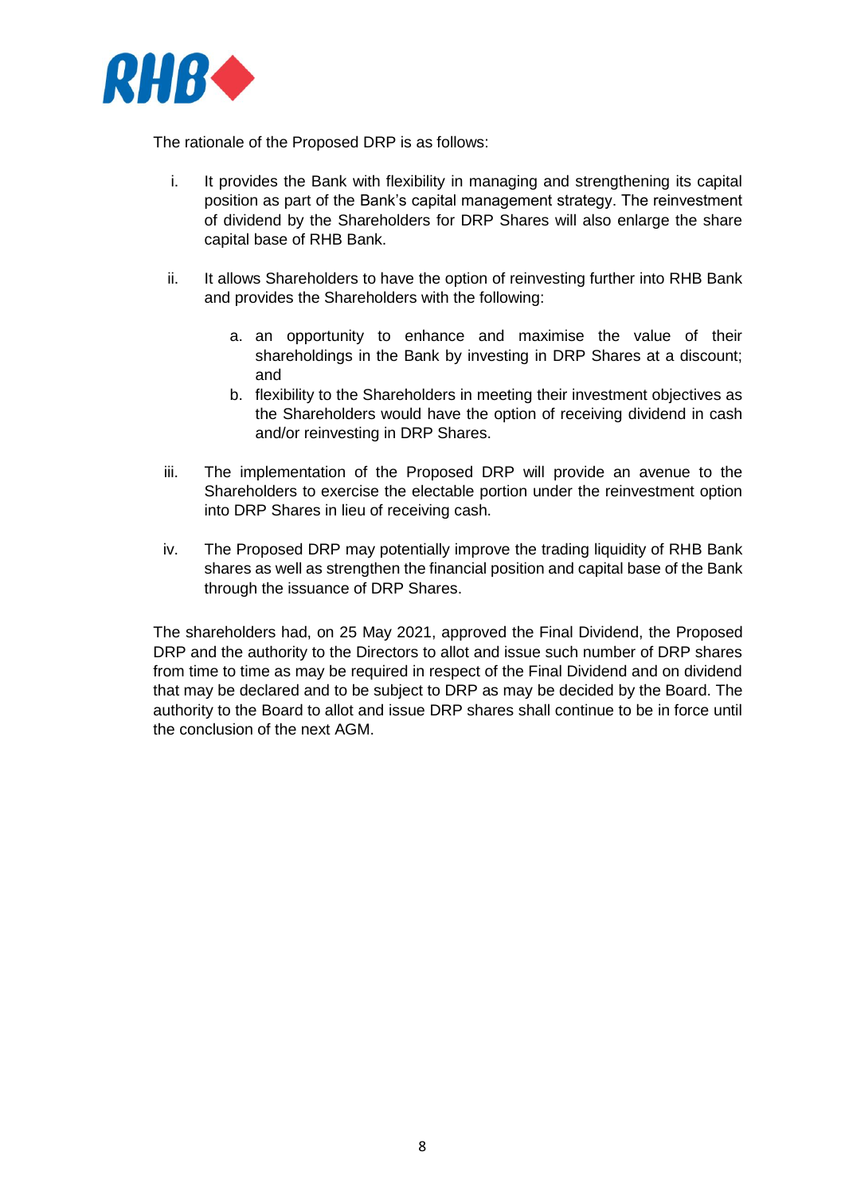The rationale of the Proposed DRP is as follows:

i. It provides the Bank with flexibility in managing and strengthening its capital position as part of the Bank's capital management strategy. The reinvestment of dividend by the Shareholders for DRP Shares will also enlarge the share capital base of RHB Bank.

ii. It allows Shareholders to have the option of reinvesting further into RHB Bank and provides the Shareholders with the following:

   a. an opportunity to enhance and maximise the value of their shareholdings in the Bank by investing in DRP Shares at a discount; and
   b. flexibility to the Shareholders in meeting their investment objectives as the Shareholders would have the option of receiving dividend in cash and/or reinvesting in DRP Shares.

iii. The implementation of the Proposed DRP will provide an avenue to the Shareholders to exercise the electable portion under the reinvestment option into DRP Shares in lieu of receiving cash.

iv. The Proposed DRP may potentially improve the trading liquidity of RHB Bank shares as well as strengthen the financial position and capital base of the Bank through the issuance of DRP Shares.

The shareholders had, on 25 May 2021, approved the Final Dividend, the Proposed DRP and the authority to the Directors to allot and issue such number of DRP shares from time to time as may be required in respect of the Final Dividend and on dividend that may be declared and to be subject to DRP as may be decided by the Board. The authority to the Board to allot and issue DRP shares shall continue to be in force until the conclusion of the next AGM.